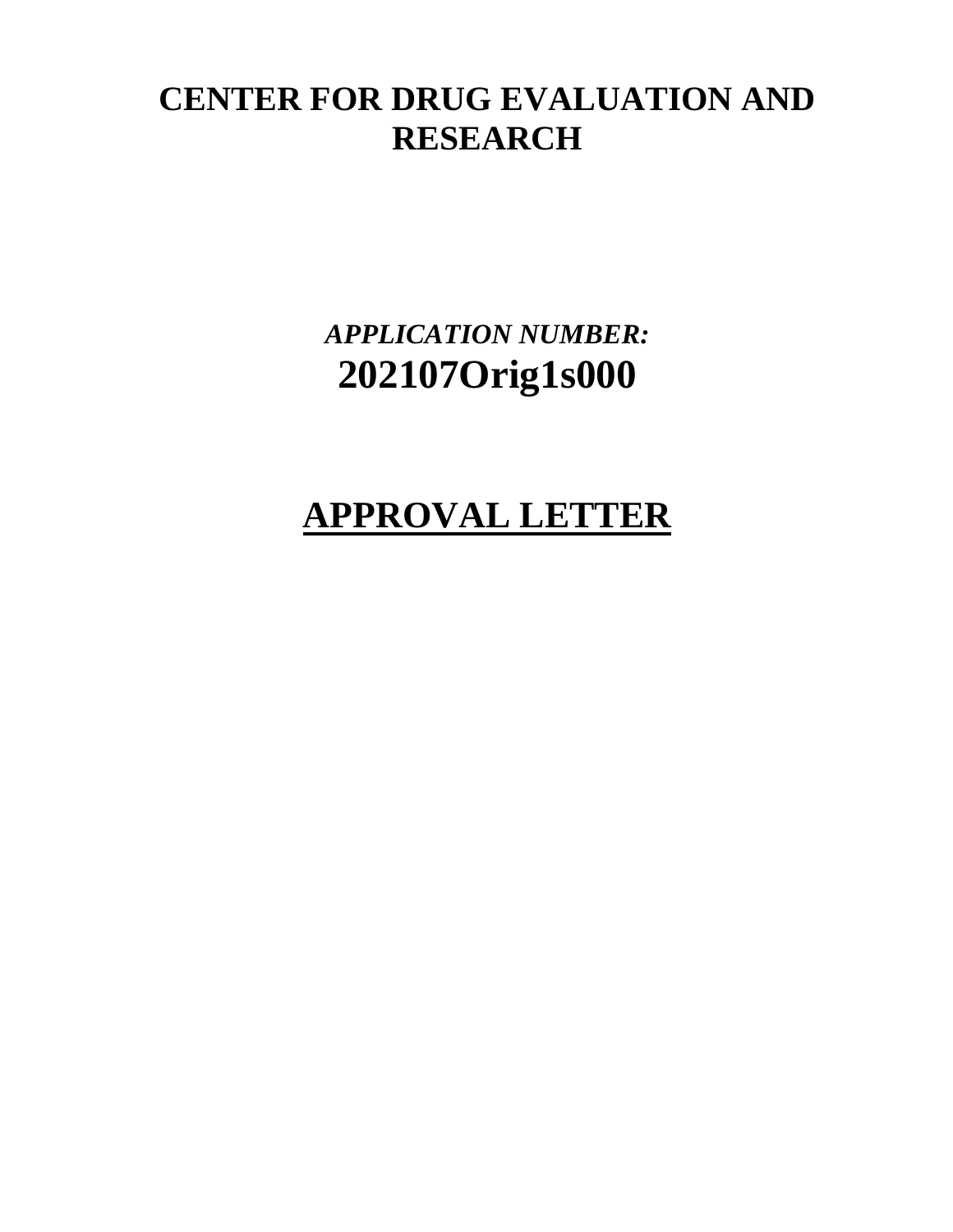# CENTER FOR DRUG EVALUATION AND RESEARCH

*APPLICATION NUMBER:*

**202107Orig1s000**

# APPROVAL LETTER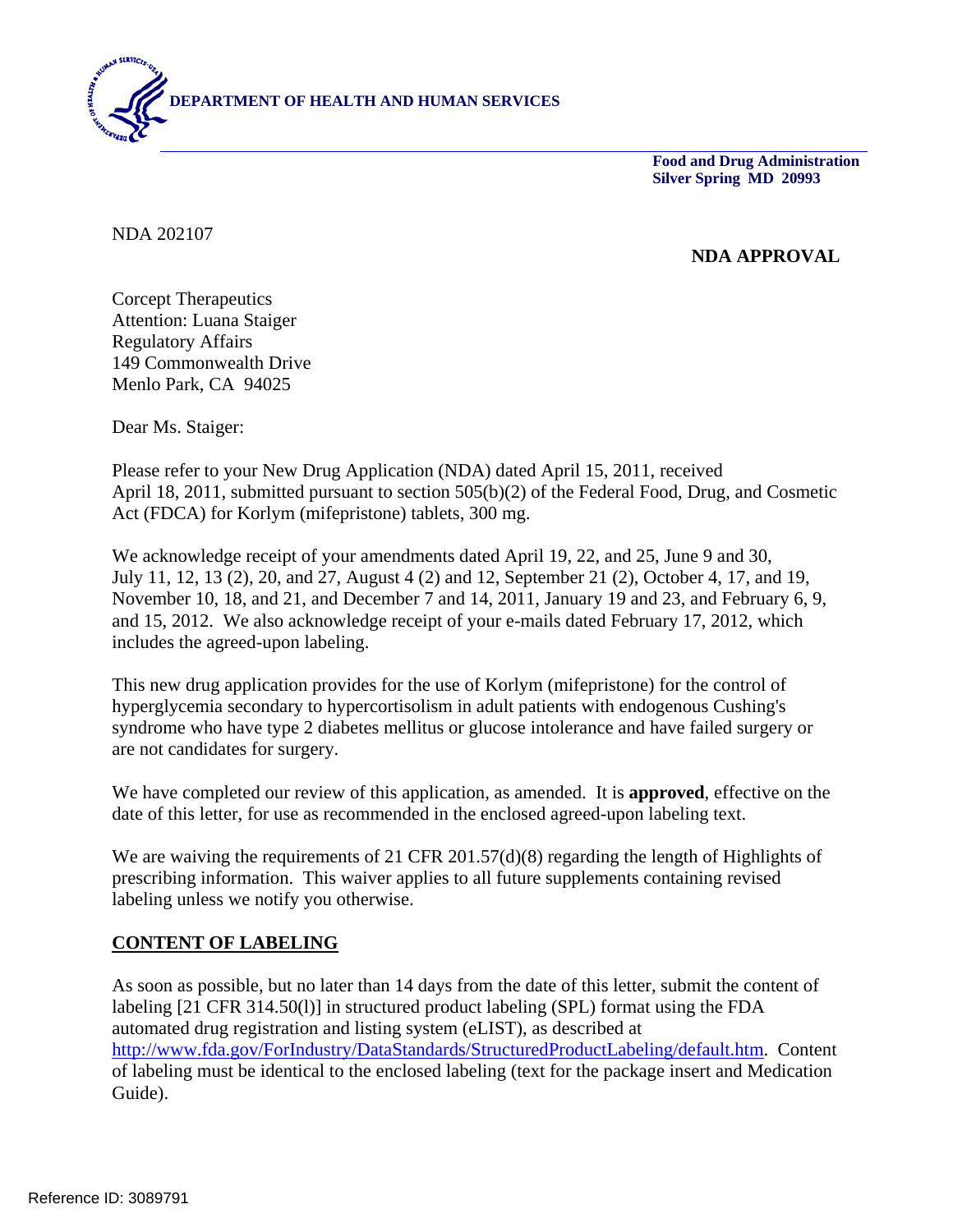**DEPARTMENT OF HEALTH AND HUMAN SERVICES**

**Food and Drug Administration**
**Silver Spring MD 20993**

NDA 202107

**NDA APPROVAL**

Corcept Therapeutics
Attention: Luana Staiger
Regulatory Affairs
149 Commonwealth Drive
Menlo Park, CA 94025

Dear Ms. Staiger:

Please refer to your New Drug Application (NDA) dated April 15, 2011, received April 18, 2011, submitted pursuant to section 505(b)(2) of the Federal Food, Drug, and Cosmetic Act (FDCA) for Korlym (mifepristone) tablets, 300 mg.

We acknowledge receipt of your amendments dated April 19, 22, and 25, June 9 and 30, July 11, 12, 13 (2), 20, and 27, August 4 (2) and 12, September 21 (2), October 4, 17, and 19, November 10, 18, and 21, and December 7 and 14, 2011, January 19 and 23, and February 6, 9, and 15, 2012. We also acknowledge receipt of your e-mails dated February 17, 2012, which includes the agreed-upon labeling.

This new drug application provides for the use of Korlym (mifepristone) for the control of hyperglycemia secondary to hypercortisolism in adult patients with endogenous Cushing's syndrome who have type 2 diabetes mellitus or glucose intolerance and have failed surgery or are not candidates for surgery.

We have completed our review of this application, as amended. It is **approved**, effective on the date of this letter, for use as recommended in the enclosed agreed-upon labeling text.

We are waiving the requirements of 21 CFR 201.57(d)(8) regarding the length of Highlights of prescribing information. This waiver applies to all future supplements containing revised labeling unless we notify you otherwise.

## CONTENT OF LABELING

As soon as possible, but no later than 14 days from the date of this letter, submit the content of labeling [21 CFR 314.50(l)] in structured product labeling (SPL) format using the FDA automated drug registration and listing system (eLIST), as described at http://www.fda.gov/ForIndustry/DataStandards/StructuredProductLabeling/default.htm. Content of labeling must be identical to the enclosed labeling (text for the package insert and Medication Guide).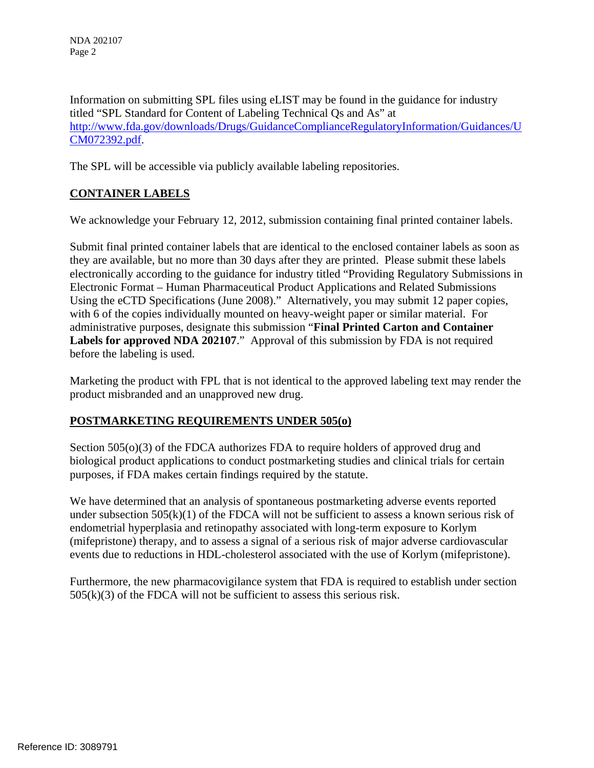Information on submitting SPL files using eLIST may be found in the guidance for industry titled "SPL Standard for Content of Labeling Technical Qs and As" at [http://www.fda.gov/downloads/Drugs/GuidanceComplianceRegulatoryInformation/Guidances/UCM072392.pdf](http://www.fda.gov/downloads/Drugs/GuidanceComplianceRegulatoryInformation/Guidances/UCM072392.pdf).

The SPL will be accessible via publicly available labeling repositories.

## CONTAINER LABELS

We acknowledge your February 12, 2012, submission containing final printed container labels.

Submit final printed container labels that are identical to the enclosed container labels as soon as they are available, but no more than 30 days after they are printed. Please submit these labels electronically according to the guidance for industry titled "Providing Regulatory Submissions in Electronic Format – Human Pharmaceutical Product Applications and Related Submissions Using the eCTD Specifications (June 2008)." Alternatively, you may submit 12 paper copies, with 6 of the copies individually mounted on heavy-weight paper or similar material. For administrative purposes, designate this submission "**Final Printed Carton and Container Labels for approved NDA 202107**." Approval of this submission by FDA is not required before the labeling is used.

Marketing the product with FPL that is not identical to the approved labeling text may render the product misbranded and an unapproved new drug.

## POSTMARKETING REQUIREMENTS UNDER 505(o)

Section 505(o)(3) of the FDCA authorizes FDA to require holders of approved drug and biological product applications to conduct postmarketing studies and clinical trials for certain purposes, if FDA makes certain findings required by the statute.

We have determined that an analysis of spontaneous postmarketing adverse events reported under subsection 505(k)(1) of the FDCA will not be sufficient to assess a known serious risk of endometrial hyperplasia and retinopathy associated with long-term exposure to Korlym (mifepristone) therapy, and to assess a signal of a serious risk of major adverse cardiovascular events due to reductions in HDL-cholesterol associated with the use of Korlym (mifepristone).

Furthermore, the new pharmacovigilance system that FDA is required to establish under section 505(k)(3) of the FDCA will not be sufficient to assess this serious risk.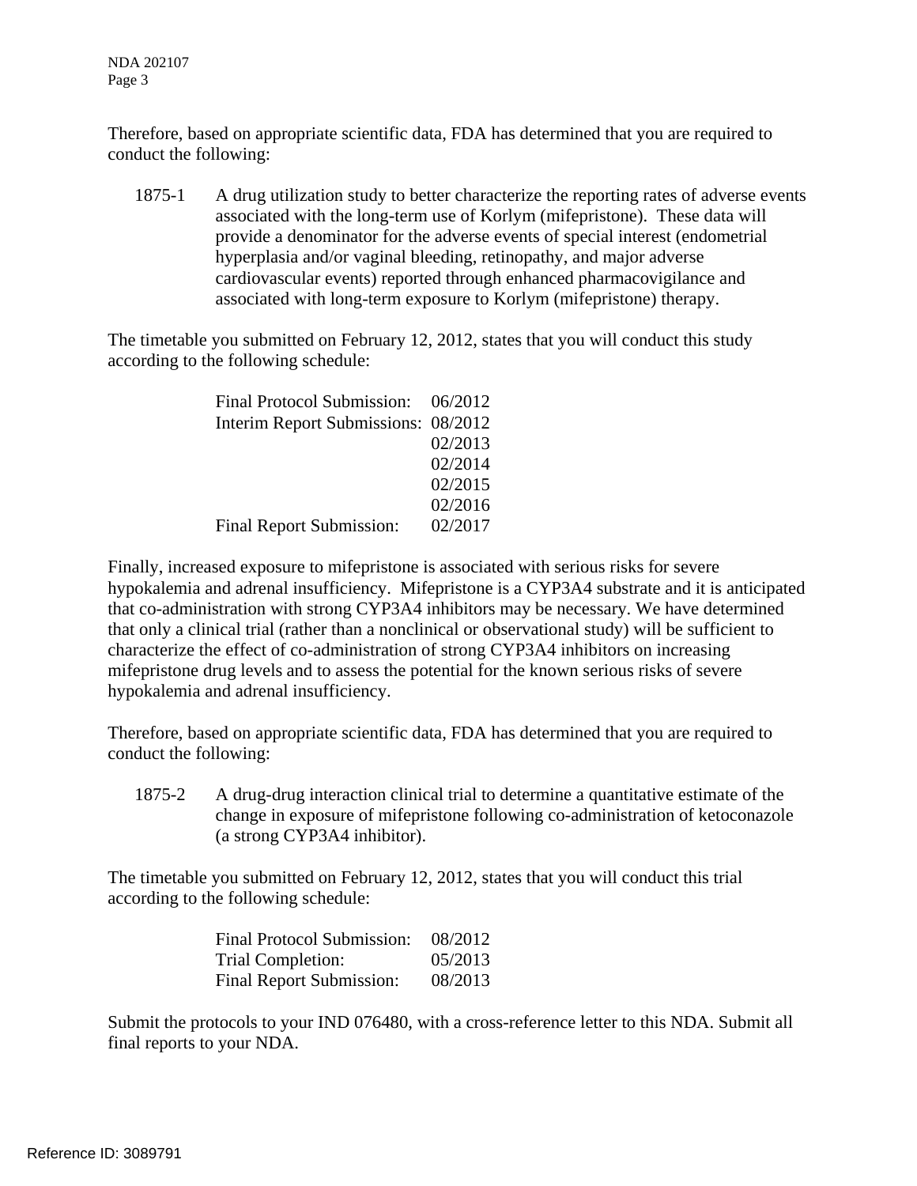Therefore, based on appropriate scientific data, FDA has determined that you are required to conduct the following:

1875-1 A drug utilization study to better characterize the reporting rates of adverse events associated with the long-term use of Korlym (mifepristone). These data will provide a denominator for the adverse events of special interest (endometrial hyperplasia and/or vaginal bleeding, retinopathy, and major adverse cardiovascular events) reported through enhanced pharmacovigilance and associated with long-term exposure to Korlym (mifepristone) therapy.

The timetable you submitted on February 12, 2012, states that you will conduct this study according to the following schedule:

| | |
|---|---|
| Final Protocol Submission: | 06/2012 |
| Interim Report Submissions: | 08/2012 |
| | 02/2013 |
| | 02/2014 |
| | 02/2015 |
| | 02/2016 |
| Final Report Submission: | 02/2017 |

Finally, increased exposure to mifepristone is associated with serious risks for severe hypokalemia and adrenal insufficiency. Mifepristone is a CYP3A4 substrate and it is anticipated that co-administration with strong CYP3A4 inhibitors may be necessary. We have determined that only a clinical trial (rather than a nonclinical or observational study) will be sufficient to characterize the effect of co-administration of strong CYP3A4 inhibitors on increasing mifepristone drug levels and to assess the potential for the known serious risks of severe hypokalemia and adrenal insufficiency.

Therefore, based on appropriate scientific data, FDA has determined that you are required to conduct the following:

1875-2 A drug-drug interaction clinical trial to determine a quantitative estimate of the change in exposure of mifepristone following co-administration of ketoconazole (a strong CYP3A4 inhibitor).

The timetable you submitted on February 12, 2012, states that you will conduct this trial according to the following schedule:

| | |
|---|---|
| Final Protocol Submission: | 08/2012 |
| Trial Completion: | 05/2013 |
| Final Report Submission: | 08/2013 |

Submit the protocols to your IND 076480, with a cross-reference letter to this NDA. Submit all final reports to your NDA.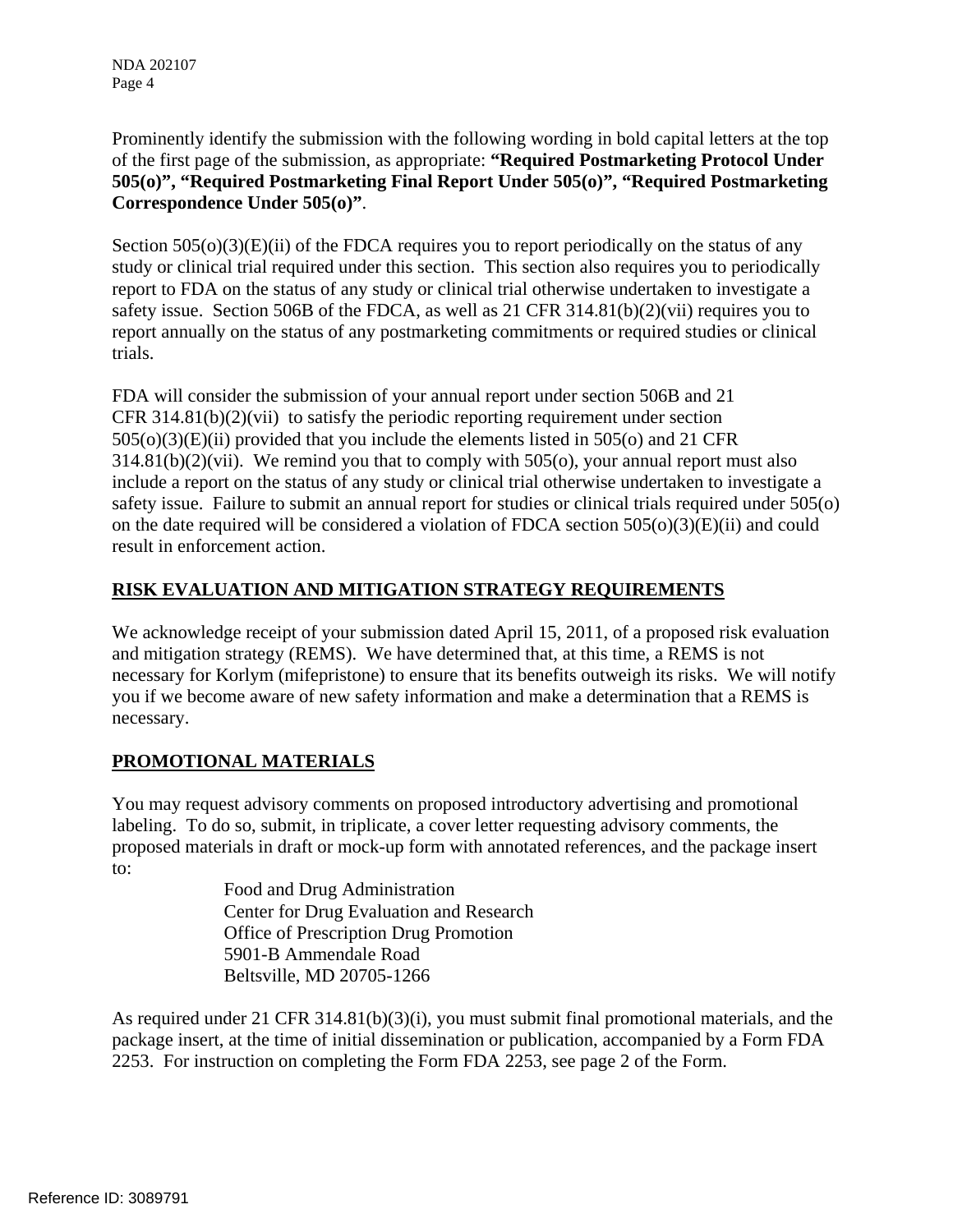Prominently identify the submission with the following wording in bold capital letters at the top of the first page of the submission, as appropriate: **"Required Postmarketing Protocol Under 505(o)", "Required Postmarketing Final Report Under 505(o)", "Required Postmarketing Correspondence Under 505(o)"**.

Section 505(o)(3)(E)(ii) of the FDCA requires you to report periodically on the status of any study or clinical trial required under this section. This section also requires you to periodically report to FDA on the status of any study or clinical trial otherwise undertaken to investigate a safety issue. Section 506B of the FDCA, as well as 21 CFR 314.81(b)(2)(vii) requires you to report annually on the status of any postmarketing commitments or required studies or clinical trials.

FDA will consider the submission of your annual report under section 506B and 21 CFR 314.81(b)(2)(vii) to satisfy the periodic reporting requirement under section 505(o)(3)(E)(ii) provided that you include the elements listed in 505(o) and 21 CFR 314.81(b)(2)(vii). We remind you that to comply with 505(o), your annual report must also include a report on the status of any study or clinical trial otherwise undertaken to investigate a safety issue. Failure to submit an annual report for studies or clinical trials required under 505(o) on the date required will be considered a violation of FDCA section 505(o)(3)(E)(ii) and could result in enforcement action.

## RISK EVALUATION AND MITIGATION STRATEGY REQUIREMENTS

We acknowledge receipt of your submission dated April 15, 2011, of a proposed risk evaluation and mitigation strategy (REMS). We have determined that, at this time, a REMS is not necessary for Korlym (mifepristone) to ensure that its benefits outweigh its risks. We will notify you if we become aware of new safety information and make a determination that a REMS is necessary.

## PROMOTIONAL MATERIALS

You may request advisory comments on proposed introductory advertising and promotional labeling. To do so, submit, in triplicate, a cover letter requesting advisory comments, the proposed materials in draft or mock-up form with annotated references, and the package insert to:

Food and Drug Administration
Center for Drug Evaluation and Research
Office of Prescription Drug Promotion
5901-B Ammendale Road
Beltsville, MD 20705-1266

As required under 21 CFR 314.81(b)(3)(i), you must submit final promotional materials, and the package insert, at the time of initial dissemination or publication, accompanied by a Form FDA 2253. For instruction on completing the Form FDA 2253, see page 2 of the Form.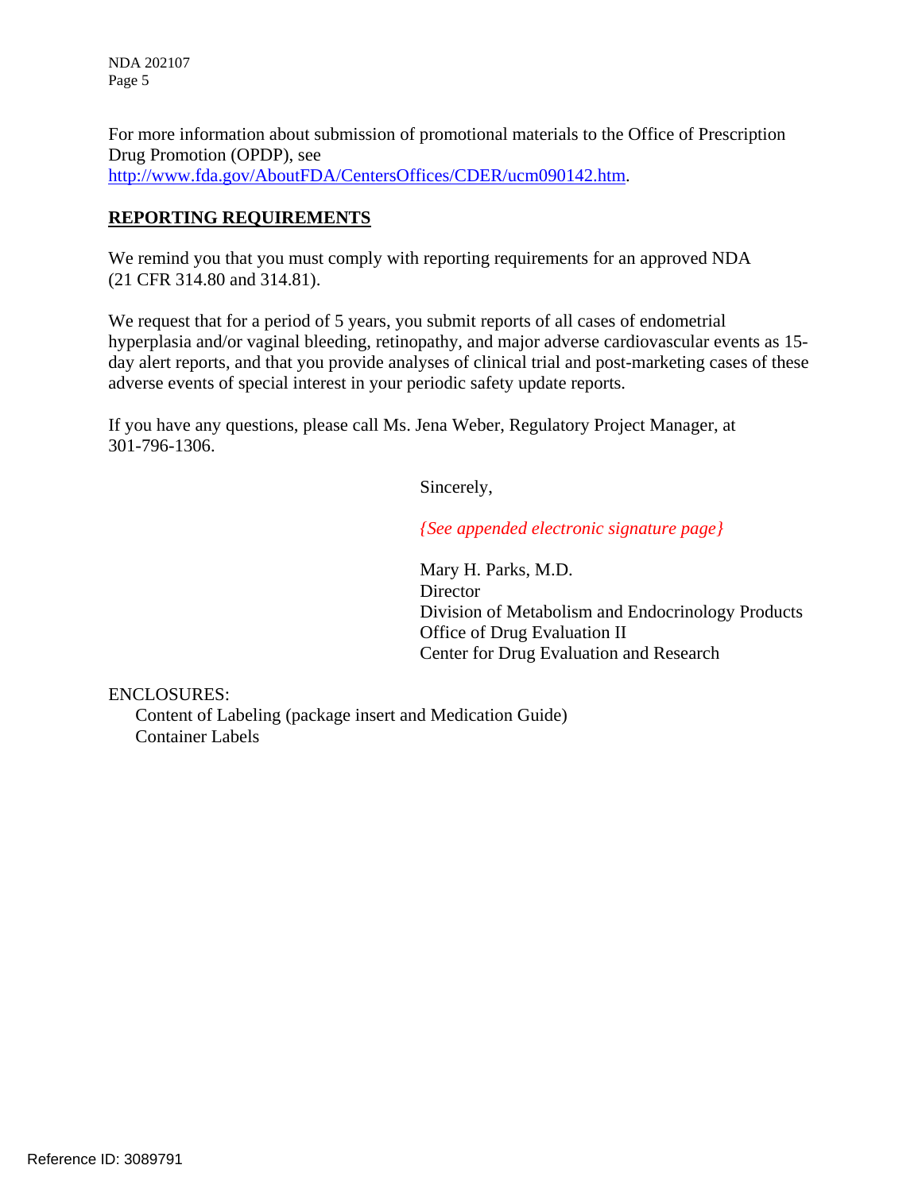For more information about submission of promotional materials to the Office of Prescription Drug Promotion (OPDP), see [http://www.fda.gov/AboutFDA/CentersOffices/CDER/ucm090142.htm](http://www.fda.gov/AboutFDA/CentersOffices/CDER/ucm090142.htm).

## REPORTING REQUIREMENTS

We remind you that you must comply with reporting requirements for an approved NDA (21 CFR 314.80 and 314.81).

We request that for a period of 5 years, you submit reports of all cases of endometrial hyperplasia and/or vaginal bleeding, retinopathy, and major adverse cardiovascular events as 15-day alert reports, and that you provide analyses of clinical trial and post-marketing cases of these adverse events of special interest in your periodic safety update reports.

If you have any questions, please call Ms. Jena Weber, Regulatory Project Manager, at 301-796-1306.

Sincerely,

*{See appended electronic signature page}*

Mary H. Parks, M.D.
Director
Division of Metabolism and Endocrinology Products
Office of Drug Evaluation II
Center for Drug Evaluation and Research

ENCLOSURES:

- Content of Labeling (package insert and Medication Guide)
- Container Labels

Reference ID: 3089791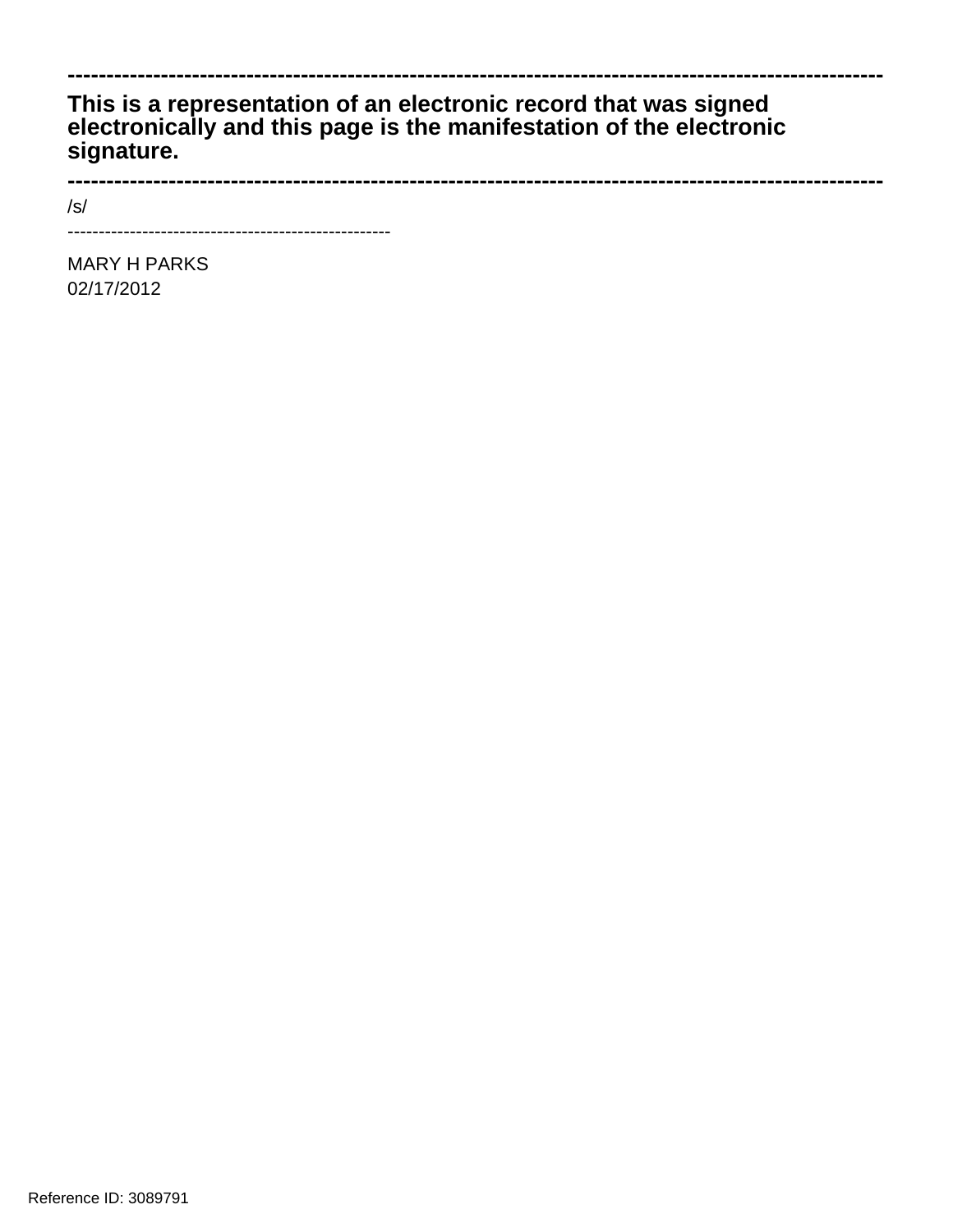---------------------------------------------------------------------------------------------------------

**This is a representation of an electronic record that was signed electronically and this page is the manifestation of the electronic signature.**

---------------------------------------------------------------------------------------------------------

/s/

----------------------------------------------------

MARY H PARKS
02/17/2012

Reference ID: 3089791